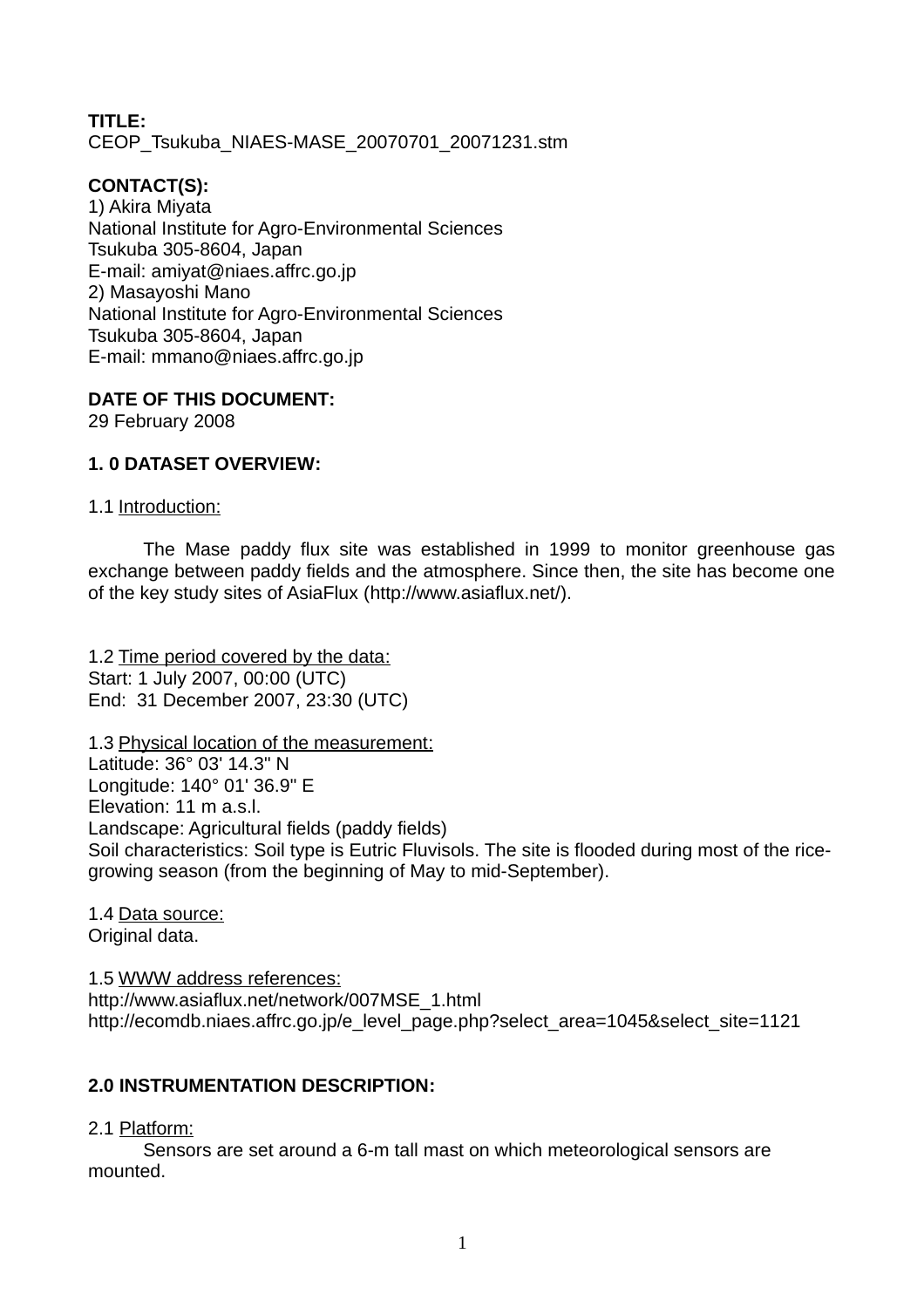**TITLE:**
CEOP_Tsukuba_NIAES-MASE_20070701_20071231.stm

**CONTACT(S):**
1) Akira Miyata
National Institute for Agro-Environmental Sciences
Tsukuba 305-8604, Japan
E-mail: amiyat@niaes.affrc.go.jp
2) Masayoshi Mano
National Institute for Agro-Environmental Sciences
Tsukuba 305-8604, Japan
E-mail: mmano@niaes.affrc.go.jp

**DATE OF THIS DOCUMENT:**
29 February 2008

## 1. 0 DATASET OVERVIEW:

1.1 Introduction:

The Mase paddy flux site was established in 1999 to monitor greenhouse gas exchange between paddy fields and the atmosphere. Since then, the site has become one of the key study sites of AsiaFlux (http://www.asiaflux.net/).

1.2 Time period covered by the data:
Start: 1 July 2007, 00:00 (UTC)
End: 31 December 2007, 23:30 (UTC)

1.3 Physical location of the measurement:
Latitude: 36° 03' 14.3" N
Longitude: 140° 01' 36.9" E
Elevation: 11 m a.s.l.
Landscape: Agricultural fields (paddy fields)
Soil characteristics: Soil type is Eutric Fluvisols. The site is flooded during most of the rice-growing season (from the beginning of May to mid-September).

1.4 Data source:
Original data.

1.5 WWW address references:
http://www.asiaflux.net/network/007MSE_1.html
http://ecomdb.niaes.affrc.go.jp/e_level_page.php?select_area=1045&select_site=1121

## 2.0 INSTRUMENTATION DESCRIPTION:

2.1 Platform:

Sensors are set around a 6-m tall mast on which meteorological sensors are mounted.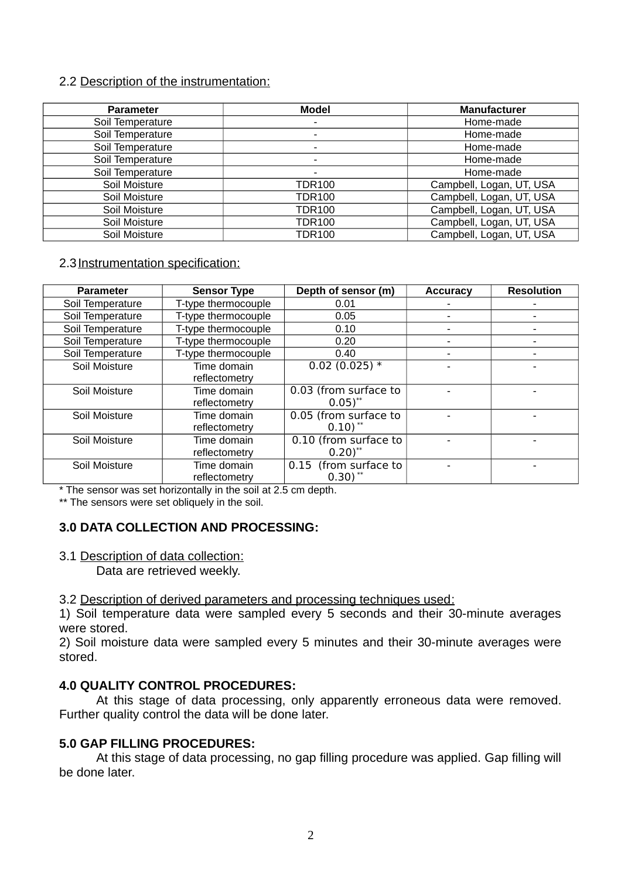2.2 Description of the instrumentation:

| Parameter | Model | Manufacturer |
|---|---|---|
| Soil Temperature | - | Home-made |
| Soil Temperature | - | Home-made |
| Soil Temperature | - | Home-made |
| Soil Temperature | - | Home-made |
| Soil Temperature | - | Home-made |
| Soil Moisture | TDR100 | Campbell, Logan, UT, USA |
| Soil Moisture | TDR100 | Campbell, Logan, UT, USA |
| Soil Moisture | TDR100 | Campbell, Logan, UT, USA |
| Soil Moisture | TDR100 | Campbell, Logan, UT, USA |
| Soil Moisture | TDR100 | Campbell, Logan, UT, USA |

2.3 Instrumentation specification:

| Parameter | Sensor Type | Depth of sensor (m) | Accuracy | Resolution |
|---|---|---|---|---|
| Soil Temperature | T-type thermocouple | 0.01 | - | - |
| Soil Temperature | T-type thermocouple | 0.05 | - | - |
| Soil Temperature | T-type thermocouple | 0.10 | - | - |
| Soil Temperature | T-type thermocouple | 0.20 | - | - |
| Soil Temperature | T-type thermocouple | 0.40 | - | - |
| Soil Moisture | Time domain reflectometry | 0.02 (0.025) * | - | - |
| Soil Moisture | Time domain reflectometry | 0.03 (from surface to 0.05)** | - | - |
| Soil Moisture | Time domain reflectometry | 0.05 (from surface to 0.10) ** | - | - |
| Soil Moisture | Time domain reflectometry | 0.10 (from surface to 0.20)** | - | - |
| Soil Moisture | Time domain reflectometry | 0.15 (from surface to 0.30) ** | - | - |

* The sensor was set horizontally in the soil at 2.5 cm depth.
** The sensors were set obliquely in the soil.

## 3.0 DATA COLLECTION AND PROCESSING:

3.1 Description of data collection:

Data are retrieved weekly.

3.2 Description of derived parameters and processing techniques used:

1) Soil temperature data were sampled every 5 seconds and their 30-minute averages were stored.

2) Soil moisture data were sampled every 5 minutes and their 30-minute averages were stored.

## 4.0 QUALITY CONTROL PROCEDURES:

At this stage of data processing, only apparently erroneous data were removed. Further quality control the data will be done later.

## 5.0 GAP FILLING PROCEDURES:

At this stage of data processing, no gap filling procedure was applied. Gap filling will be done later.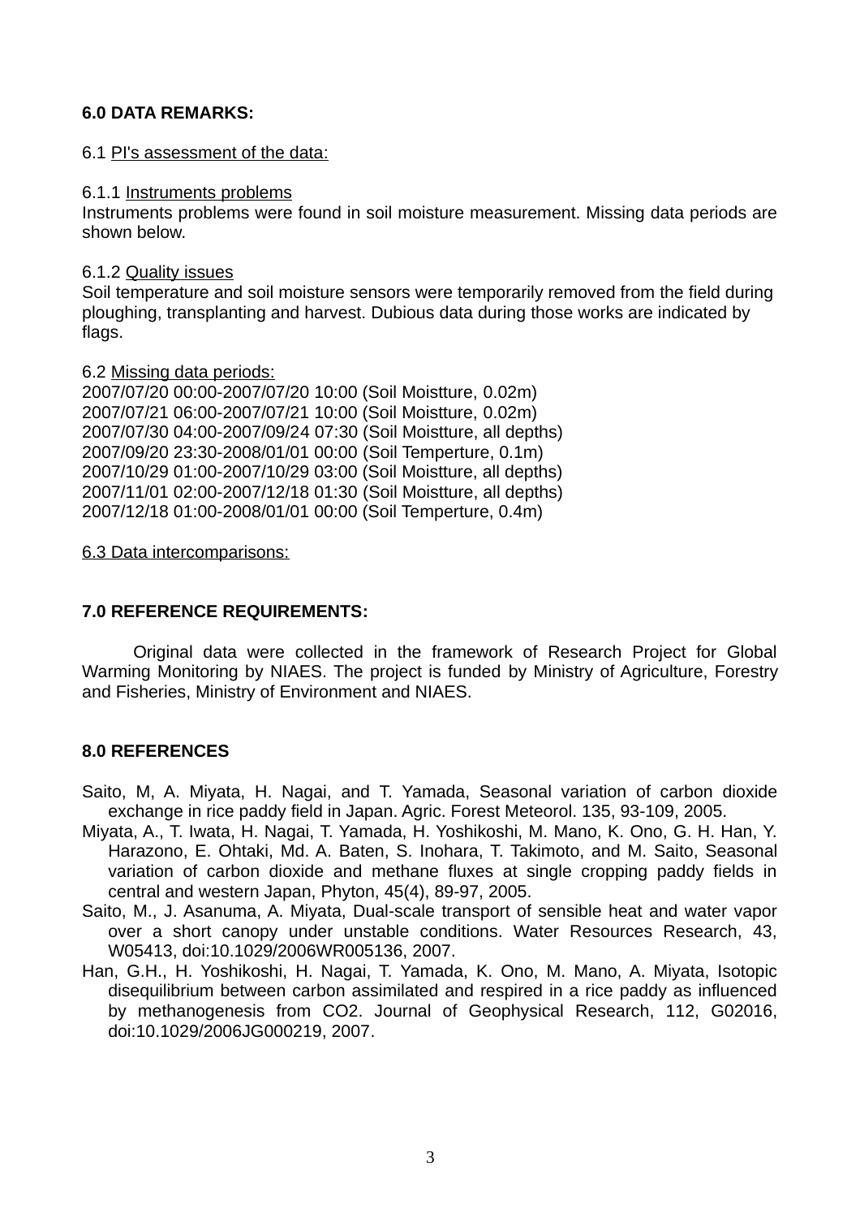## 6.0 DATA REMARKS:

6.1 PI's assessment of the data:

6.1.1 Instruments problems
Instruments problems were found in soil moisture measurement. Missing data periods are shown below.

6.1.2 Quality issues
Soil temperature and soil moisture sensors were temporarily removed from the field during ploughing, transplanting and harvest. Dubious data during those works are indicated by flags.

6.2 Missing data periods:
2007/07/20 00:00-2007/07/20 10:00 (Soil Moistture, 0.02m)
2007/07/21 06:00-2007/07/21 10:00 (Soil Moistture, 0.02m)
2007/07/30 04:00-2007/09/24 07:30 (Soil Moistture, all depths)
2007/09/20 23:30-2008/01/01 00:00 (Soil Temperture, 0.1m)
2007/10/29 01:00-2007/10/29 03:00 (Soil Moistture, all depths)
2007/11/01 02:00-2007/12/18 01:30 (Soil Moistture, all depths)
2007/12/18 01:00-2008/01/01 00:00 (Soil Temperture, 0.4m)

6.3 Data intercomparisons:

## 7.0 REFERENCE REQUIREMENTS:

Original data were collected in the framework of Research Project for Global Warming Monitoring by NIAES. The project is funded by Ministry of Agriculture, Forestry and Fisheries, Ministry of Environment and NIAES.

## 8.0 REFERENCES

Saito, M, A. Miyata, H. Nagai, and T. Yamada, Seasonal variation of carbon dioxide exchange in rice paddy field in Japan. Agric. Forest Meteorol. 135, 93-109, 2005.

Miyata, A., T. Iwata, H. Nagai, T. Yamada, H. Yoshikoshi, M. Mano, K. Ono, G. H. Han, Y. Harazono, E. Ohtaki, Md. A. Baten, S. Inohara, T. Takimoto, and M. Saito, Seasonal variation of carbon dioxide and methane fluxes at single cropping paddy fields in central and western Japan, Phyton, 45(4), 89-97, 2005.

Saito, M., J. Asanuma, A. Miyata, Dual-scale transport of sensible heat and water vapor over a short canopy under unstable conditions. Water Resources Research, 43, W05413, doi:10.1029/2006WR005136, 2007.

Han, G.H., H. Yoshikoshi, H. Nagai, T. Yamada, K. Ono, M. Mano, A. Miyata, Isotopic disequilibrium between carbon assimilated and respired in a rice paddy as influenced by methanogenesis from CO2. Journal of Geophysical Research, 112, G02016, doi:10.1029/2006JG000219, 2007.